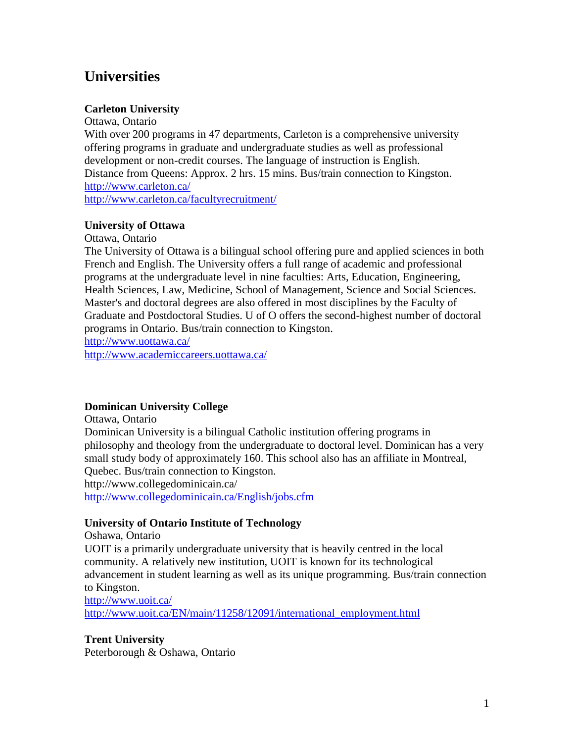# Universities

**Carleton University**
Ottawa, Ontario
With over 200 programs in 47 departments, Carleton is a comprehensive university offering programs in graduate and undergraduate studies as well as professional development or non-credit courses. The language of instruction is English.
Distance from Queens: Approx. 2 hrs. 15 mins. Bus/train connection to Kingston.
http://www.carleton.ca/
http://www.carleton.ca/facultyrecruitment/

**University of Ottawa**
Ottawa, Ontario
The University of Ottawa is a bilingual school offering pure and applied sciences in both French and English. The University offers a full range of academic and professional programs at the undergraduate level in nine faculties: Arts, Education, Engineering, Health Sciences, Law, Medicine, School of Management, Science and Social Sciences. Master's and doctoral degrees are also offered in most disciplines by the Faculty of Graduate and Postdoctoral Studies. U of O offers the second-highest number of doctoral programs in Ontario. Bus/train connection to Kingston.
http://www.uottawa.ca/
http://www.academiccareers.uottawa.ca/

**Dominican University College**
Ottawa, Ontario
Dominican University is a bilingual Catholic institution offering programs in philosophy and theology from the undergraduate to doctoral level. Dominican has a very small study body of approximately 160. This school also has an affiliate in Montreal, Quebec. Bus/train connection to Kingston.
http://www.collegedominicain.ca/
http://www.collegedominicain.ca/English/jobs.cfm

**University of Ontario Institute of Technology**
Oshawa, Ontario
UOIT is a primarily undergraduate university that is heavily centred in the local community. A relatively new institution, UOIT is known for its technological advancement in student learning as well as its unique programming. Bus/train connection to Kingston.
http://www.uoit.ca/
http://www.uoit.ca/EN/main/11258/12091/international_employment.html

**Trent University**
Peterborough & Oshawa, Ontario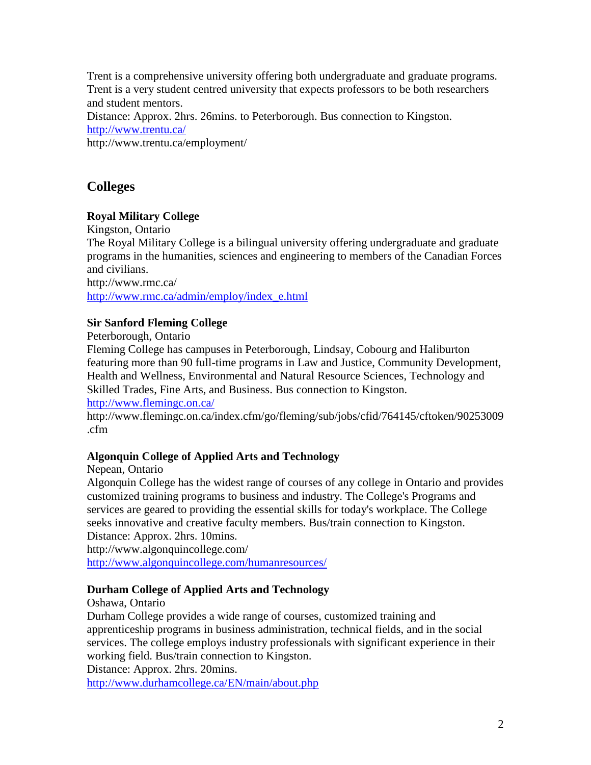Trent is a comprehensive university offering both undergraduate and graduate programs. Trent is a very student centred university that expects professors to be both researchers and student mentors.
Distance: Approx. 2hrs. 26mins. to Peterborough. Bus connection to Kingston.
http://www.trentu.ca/
http://www.trentu.ca/employment/

## Colleges

**Royal Military College**
Kingston, Ontario
The Royal Military College is a bilingual university offering undergraduate and graduate programs in the humanities, sciences and engineering to members of the Canadian Forces and civilians.
http://www.rmc.ca/
http://www.rmc.ca/admin/employ/index_e.html

**Sir Sanford Fleming College**
Peterborough, Ontario
Fleming College has campuses in Peterborough, Lindsay, Cobourg and Haliburton featuring more than 90 full-time programs in Law and Justice, Community Development, Health and Wellness, Environmental and Natural Resource Sciences, Technology and Skilled Trades, Fine Arts, and Business. Bus connection to Kingston.
http://www.flemingc.on.ca/
http://www.flemingc.on.ca/index.cfm/go/fleming/sub/jobs/cfid/764145/cftoken/90253009.cfm

**Algonquin College of Applied Arts and Technology**
Nepean, Ontario
Algonquin College has the widest range of courses of any college in Ontario and provides customized training programs to business and industry. The College's Programs and services are geared to providing the essential skills for today's workplace. The College seeks innovative and creative faculty members. Bus/train connection to Kingston.
Distance: Approx. 2hrs. 10mins.
http://www.algonquincollege.com/
http://www.algonquincollege.com/humanresources/

**Durham College of Applied Arts and Technology**
Oshawa, Ontario
Durham College provides a wide range of courses, customized training and apprenticeship programs in business administration, technical fields, and in the social services. The college employs industry professionals with significant experience in their working field. Bus/train connection to Kingston.
Distance: Approx. 2hrs. 20mins.
http://www.durhamcollege.ca/EN/main/about.php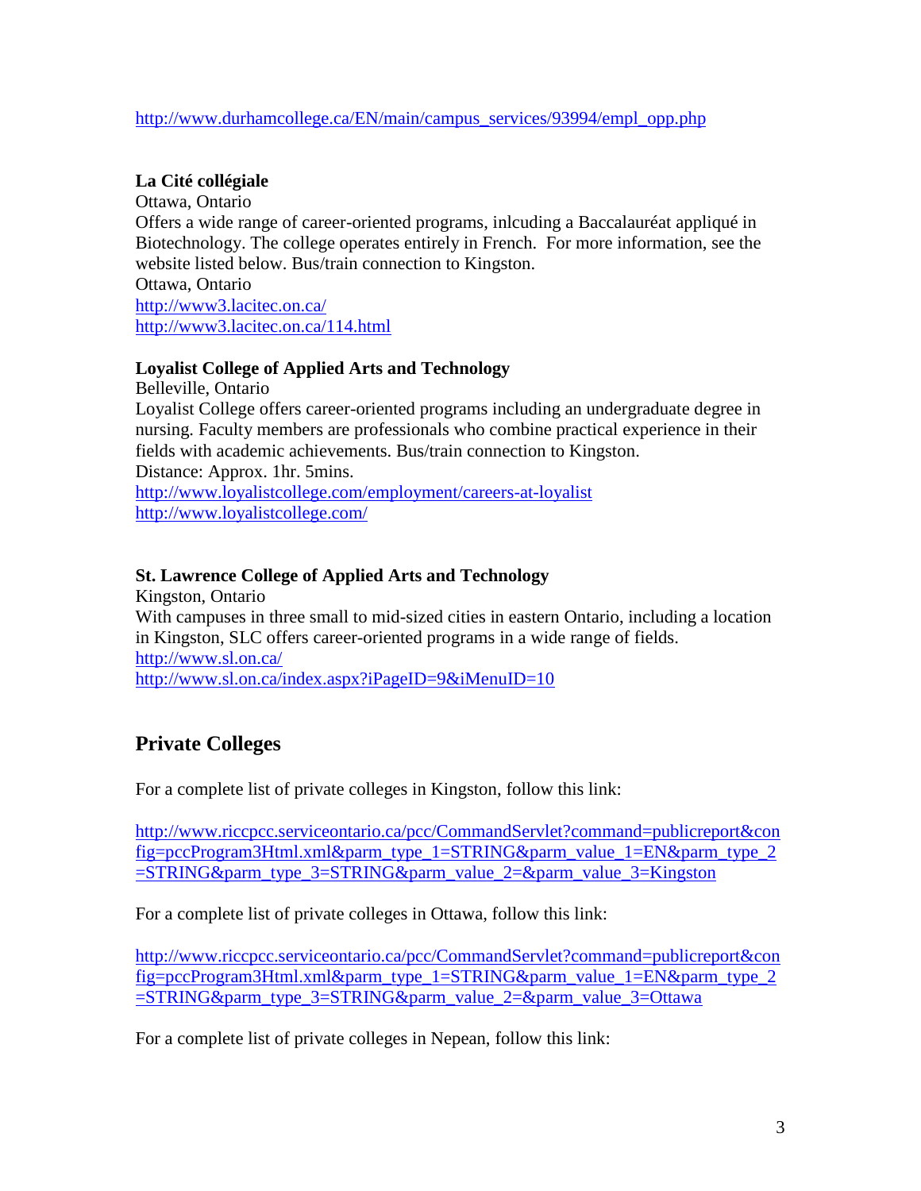http://www.durhamcollege.ca/EN/main/campus_services/93994/empl_opp.php

**La Cité collégiale**
Ottawa, Ontario
Offers a wide range of career-oriented programs, inlcuding a Baccalauréat appliqué in Biotechnology. The college operates entirely in French. For more information, see the website listed below. Bus/train connection to Kingston.
Ottawa, Ontario
http://www3.lacitec.on.ca/
http://www3.lacitec.on.ca/114.html

**Loyalist College of Applied Arts and Technology**
Belleville, Ontario
Loyalist College offers career-oriented programs including an undergraduate degree in nursing. Faculty members are professionals who combine practical experience in their fields with academic achievements. Bus/train connection to Kingston.
Distance: Approx. 1hr. 5mins.
http://www.loyalistcollege.com/employment/careers-at-loyalist
http://www.loyalistcollege.com/

**St. Lawrence College of Applied Arts and Technology**
Kingston, Ontario
With campuses in three small to mid-sized cities in eastern Ontario, including a location in Kingston, SLC offers career-oriented programs in a wide range of fields.
http://www.sl.on.ca/
http://www.sl.on.ca/index.aspx?iPageID=9&iMenuID=10

## Private Colleges

For a complete list of private colleges in Kingston, follow this link:

http://www.riccpcc.serviceontario.ca/pcc/CommandServlet?command=publicreport&config=pccProgram3Html.xml&parm_type_1=STRING&parm_value_1=EN&parm_type_2=STRING&parm_type_3=STRING&parm_value_2=&parm_value_3=Kingston

For a complete list of private colleges in Ottawa, follow this link:

http://www.riccpcc.serviceontario.ca/pcc/CommandServlet?command=publicreport&config=pccProgram3Html.xml&parm_type_1=STRING&parm_value_1=EN&parm_type_2=STRING&parm_type_3=STRING&parm_value_2=&parm_value_3=Ottawa

For a complete list of private colleges in Nepean, follow this link: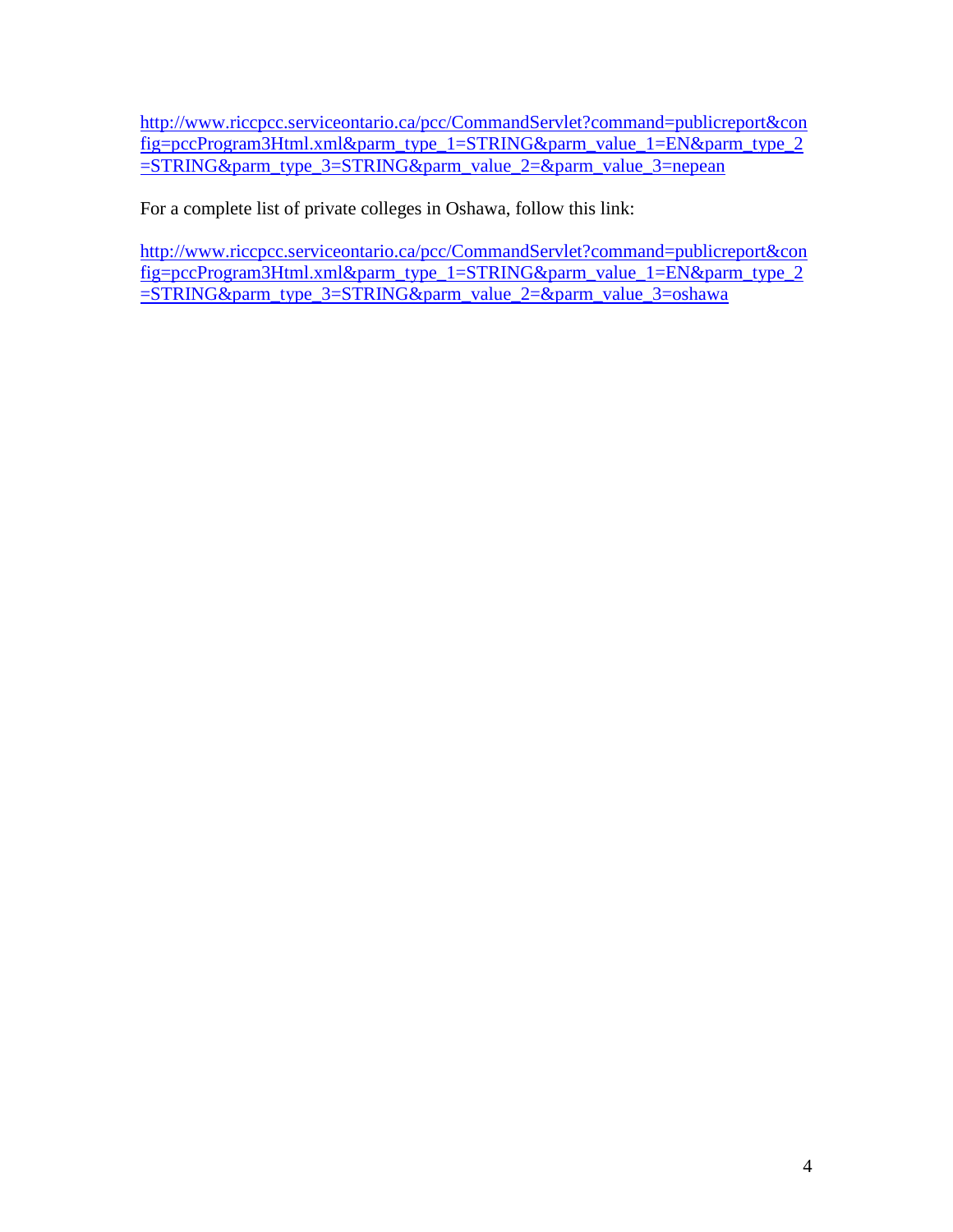http://www.riccpcc.serviceontario.ca/pcc/CommandServlet?command=publicreport&config=pccProgram3Html.xml&parm_type_1=STRING&parm_value_1=EN&parm_type_2=STRING&parm_type_3=STRING&parm_value_2=&parm_value_3=nepean

For a complete list of private colleges in Oshawa, follow this link:

http://www.riccpcc.serviceontario.ca/pcc/CommandServlet?command=publicreport&config=pccProgram3Html.xml&parm_type_1=STRING&parm_value_1=EN&parm_type_2=STRING&parm_type_3=STRING&parm_value_2=&parm_value_3=oshawa